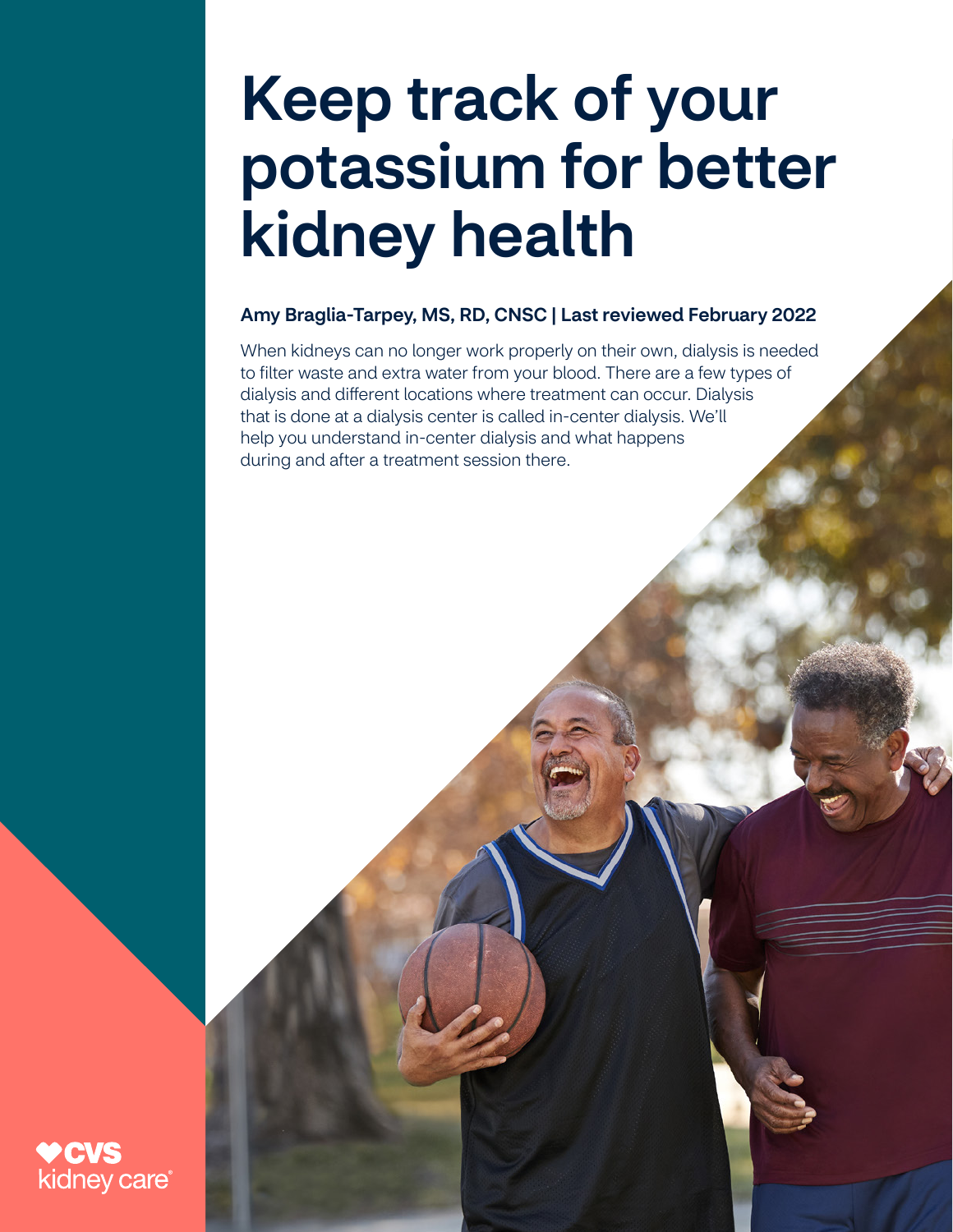# Keep track of your potassium for better kidney health

**Amy Braglia-Tarpey, MS, RD, CNSC | Last reviewed February 2022**

When kidneys can no longer work properly on their own, dialysis is needed to filter waste and extra water from your blood. There are a few types of dialysis and different locations where treatment can occur. Dialysis that is done at a dialysis center is called in-center dialysis. We'll help you understand in-center dialysis and what happens during and after a treatment session there.

CVS kidney care®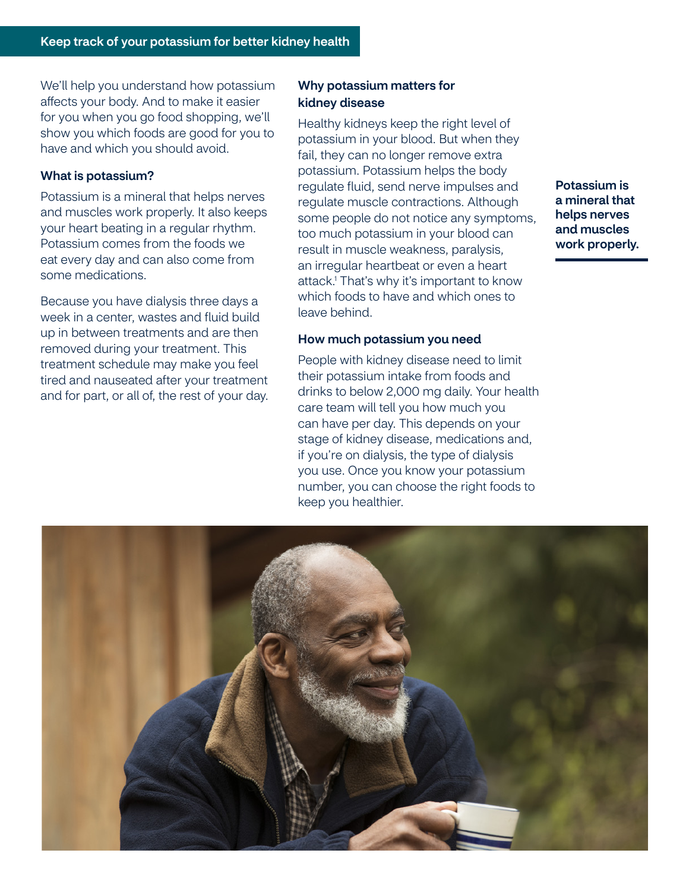## Keep track of your potassium for better kidney health

We'll help you understand how potassium affects your body. And to make it easier for you when you go food shopping, we'll show you which foods are good for you to have and which you should avoid.

### What is potassium?

Potassium is a mineral that helps nerves and muscles work properly. It also keeps your heart beating in a regular rhythm. Potassium comes from the foods we eat every day and can also come from some medications.

Because you have dialysis three days a week in a center, wastes and fluid build up in between treatments and are then removed during your treatment. This treatment schedule may make you feel tired and nauseated after your treatment and for part, or all of, the rest of your day.

### Why potassium matters for kidney disease

Healthy kidneys keep the right level of potassium in your blood. But when they fail, they can no longer remove extra potassium. Potassium helps the body regulate fluid, send nerve impulses and regulate muscle contractions. Although some people do not notice any symptoms, too much potassium in your blood can result in muscle weakness, paralysis, an irregular heartbeat or even a heart attack.[1] That's why it's important to know which foods to have and which ones to leave behind.

### How much potassium you need

People with kidney disease need to limit their potassium intake from foods and drinks to below 2,000 mg daily. Your health care team will tell you how much you can have per day. This depends on your stage of kidney disease, medications and, if you're on dialysis, the type of dialysis you use. Once you know your potassium number, you can choose the right foods to keep you healthier.

**Potassium is a mineral that helps nerves and muscles work properly.**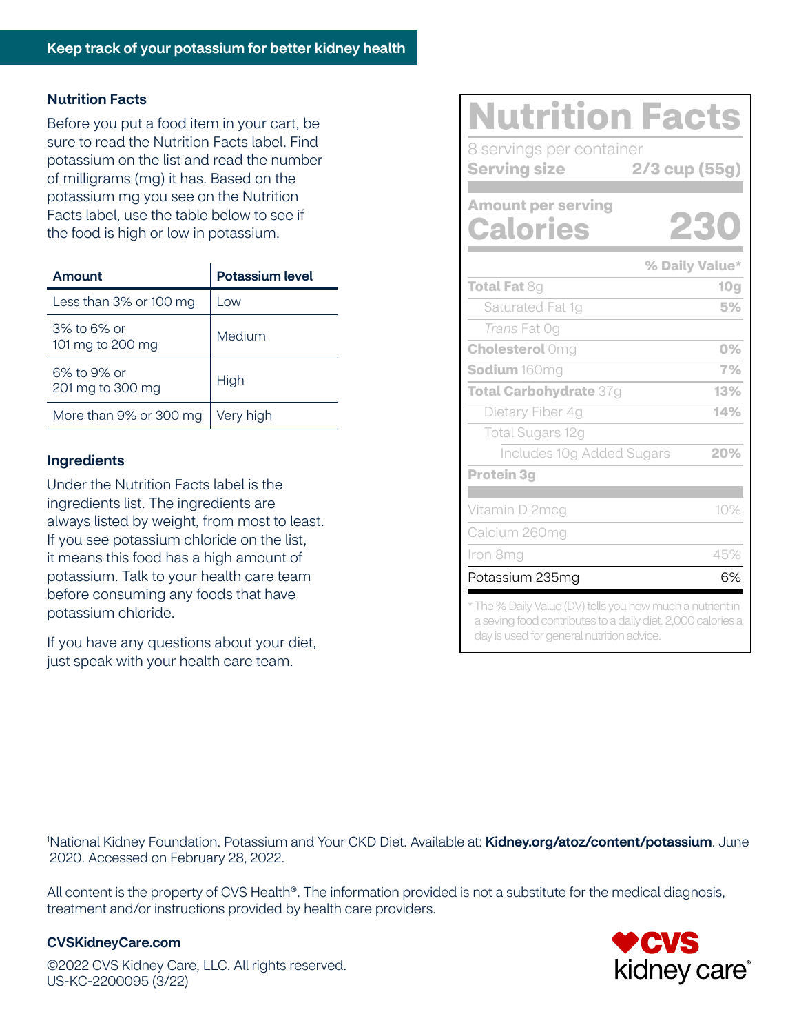## Keep track of your potassium for better kidney health

### Nutrition Facts

Before you put a food item in your cart, be sure to read the Nutrition Facts label. Find potassium on the list and read the number of milligrams (mg) it has. Based on the potassium mg you see on the Nutrition Facts label, use the table below to see if the food is high or low in potassium.

| Amount | Potassium level |
|---|---|
| Less than 3% or 100 mg | Low |
| 3% to 6% or 101 mg to 200 mg | Medium |
| 6% to 9% or 201 mg to 300 mg | High |
| More than 9% or 300 mg | Very high |

### Ingredients

Under the Nutrition Facts label is the ingredients list. The ingredients are always listed by weight, from most to least. If you see potassium chloride on the list, it means this food has a high amount of potassium. Talk to your health care team before consuming any foods that have potassium chloride.

If you have any questions about your diet, just speak with your health care team.

**Nutrition Facts**

8 servings per container

**Serving size** **2/3 cup (55g)**

**Amount per serving**

**Calories** **230**

| | % Daily Value* |
|---|---|
| **Total Fat** 8g | **10g** |
| Saturated Fat 1g | **5%** |
| *Trans* Fat 0g | |
| **Cholesterol** 0mg | **0%** |
| **Sodium** 160mg | **7%** |
| **Total Carbohydrate** 37g | **13%** |
| Dietary Fiber 4g | **14%** |
| Total Sugars 12g | |
| Includes 10g Added Sugars | **20%** |
| **Protein 3g** | |
| Vitamin D 2mcg | 10% |
| Calcium 260mg | |
| Iron 8mg | 45% |
| Potassium 235mg | 6% |

\* The % Daily Value (DV) tells you how much a nutrient in a seving food contributes to a daily diet. 2,000 calories a day is used for general nutrition advice.

[1]National Kidney Foundation. Potassium and Your CKD Diet. Available at: **Kidney.org/atoz/content/potassium**. June 2020. Accessed on February 28, 2022.

All content is the property of CVS Health®. The information provided is not a substitute for the medical diagnosis, treatment and/or instructions provided by health care providers.

**CVSKidneyCare.com**

©2022 CVS Kidney Care, LLC. All rights reserved.
US-KC-2200095 (3/22)

CVS kidney care®